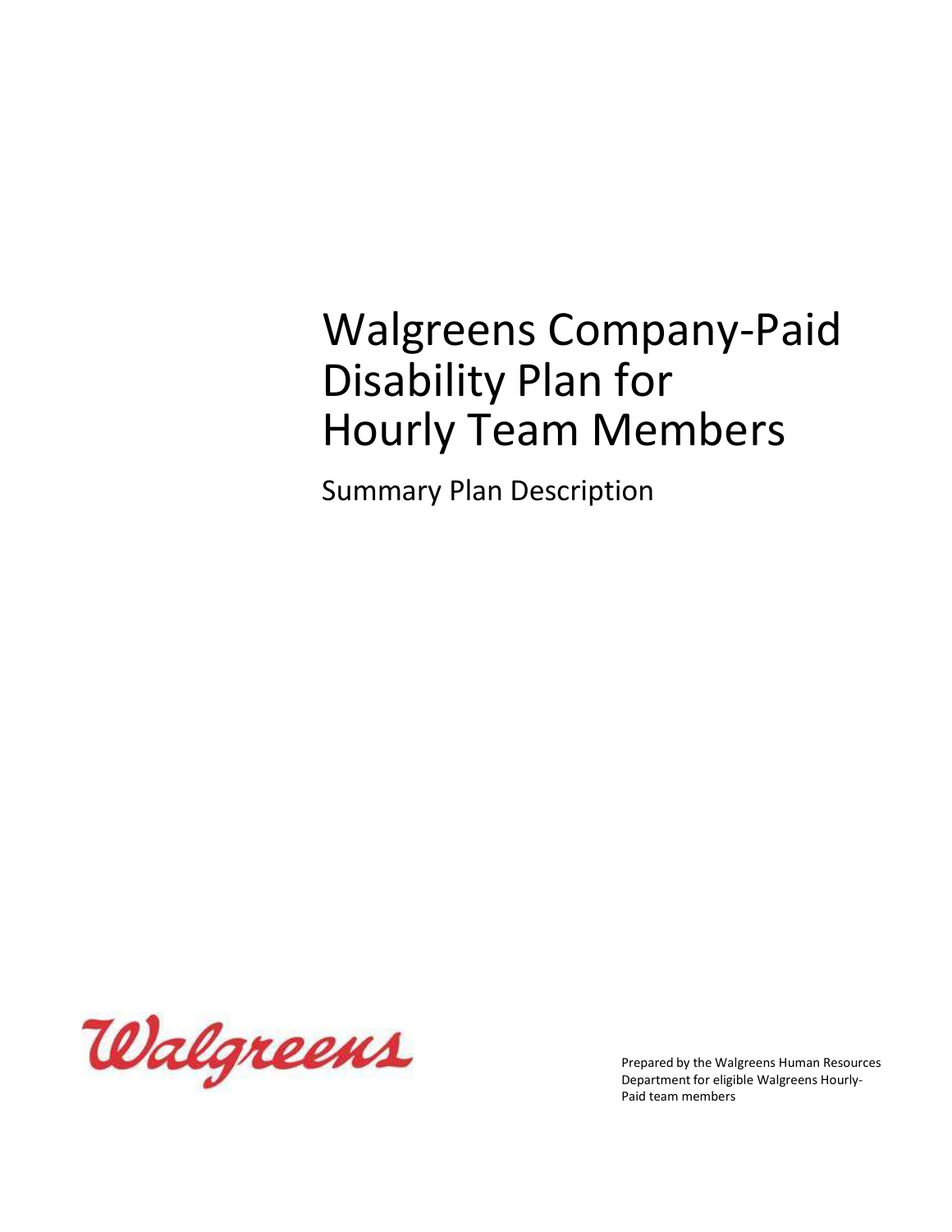# Walgreens Company-Paid Disability Plan for Hourly Team Members

## Summary Plan Description

Walgreens

Prepared by the Walgreens Human Resources Department for eligible Walgreens Hourly-Paid team members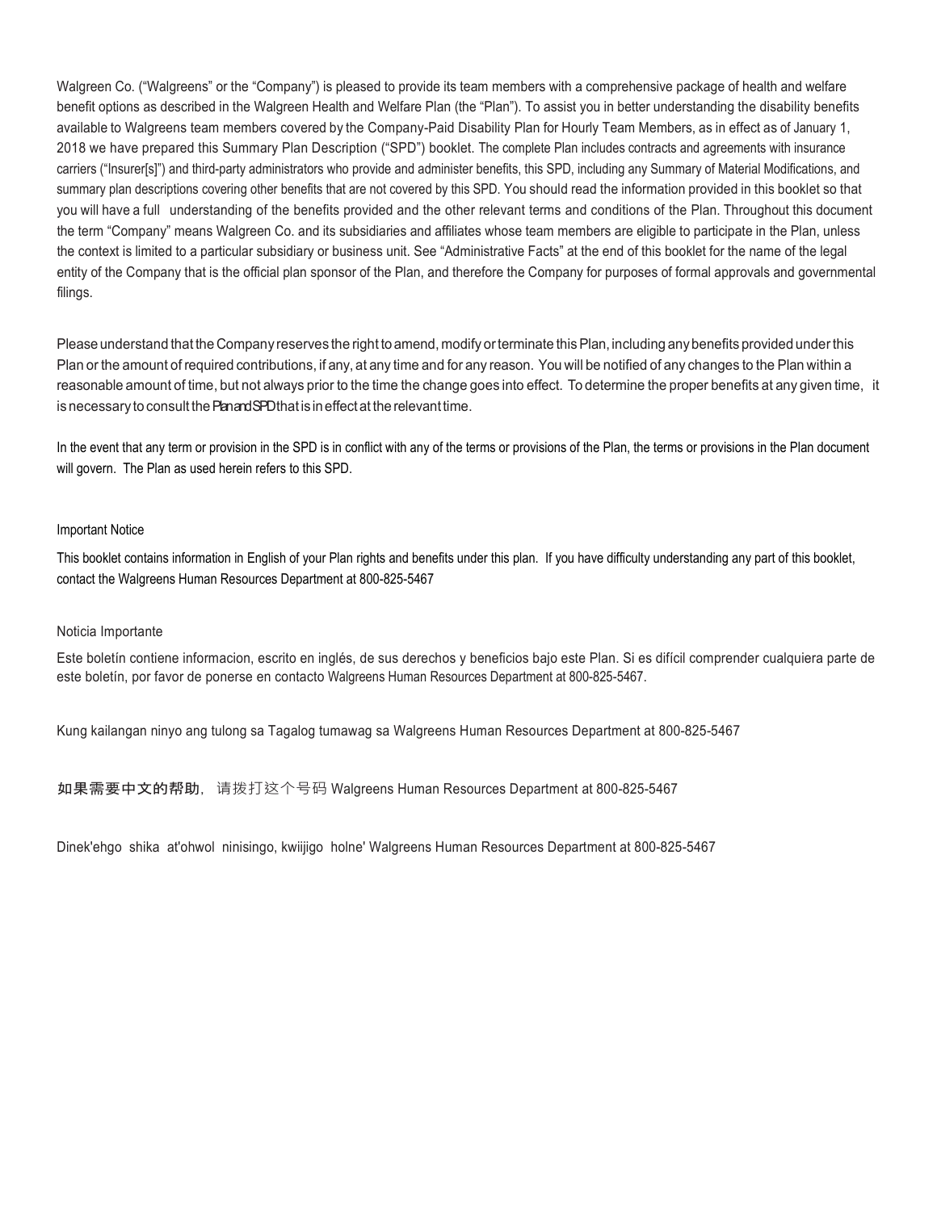Walgreen Co. ("Walgreens" or the "Company") is pleased to provide its team members with a comprehensive package of health and welfare benefit options as described in the Walgreen Health and Welfare Plan (the "Plan"). To assist you in better understanding the disability benefits available to Walgreens team members covered by the Company-Paid Disability Plan for Hourly Team Members, as in effect as of January 1, 2018 we have prepared this Summary Plan Description ("SPD") booklet. The complete Plan includes contracts and agreements with insurance carriers ("Insurer[s]") and third-party administrators who provide and administer benefits, this SPD, including any Summary of Material Modifications, and summary plan descriptions covering other benefits that are not covered by this SPD. You should read the information provided in this booklet so that you will have a full understanding of the benefits provided and the other relevant terms and conditions of the Plan. Throughout this document the term "Company" means Walgreen Co. and its subsidiaries and affiliates whose team members are eligible to participate in the Plan, unless the context is limited to a particular subsidiary or business unit. See "Administrative Facts" at the end of this booklet for the name of the legal entity of the Company that is the official plan sponsor of the Plan, and therefore the Company for purposes of formal approvals and governmental filings.

Please understand that the Company reserves the right to amend, modify or terminate this Plan, including any benefits provided under this Plan or the amount of required contributions, if any, at any time and for any reason. You will be notified of any changes to the Plan within a reasonable amount of time, but not always prior to the time the change goes into effect. To determine the proper benefits at any given time, it is necessary to consult the Plan and SPD that is in effect at the relevant time.

In the event that any term or provision in the SPD is in conflict with any of the terms or provisions of the Plan, the terms or provisions in the Plan document will govern. The Plan as used herein refers to this SPD.

Important Notice

This booklet contains information in English of your Plan rights and benefits under this plan. If you have difficulty understanding any part of this booklet, contact the Walgreens Human Resources Department at 800-825-5467

Noticia Importante

Este boletín contiene informacion, escrito en inglés, de sus derechos y beneficios bajo este Plan. Si es difícil comprender cualquiera parte de este boletín, por favor de ponerse en contacto Walgreens Human Resources Department at 800-825-5467.

Kung kailangan ninyo ang tulong sa Tagalog tumawag sa Walgreens Human Resources Department at 800-825-5467

**如果需要中文的帮助**，请拨打这个号码 Walgreens Human Resources Department at 800-825-5467

Dinek'ehgo shika at'ohwol ninisingo, kwiijigo holne' Walgreens Human Resources Department at 800-825-5467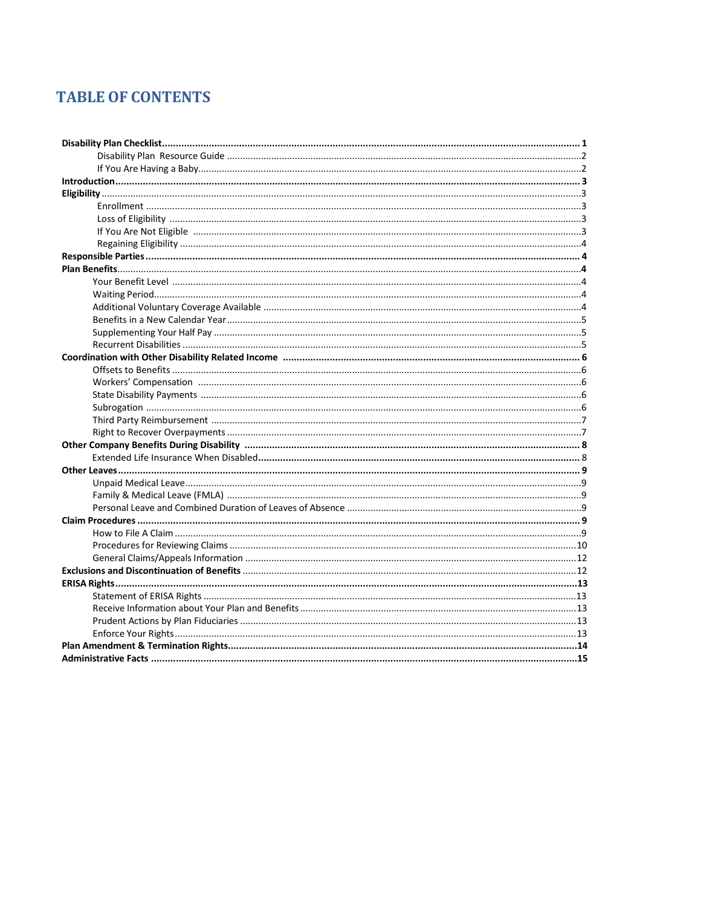# TABLE OF CONTENTS

| | |
|---|---|
| **Disability Plan Checklist** | **1** |
| Disability Plan Resource Guide | 2 |
| If You Are Having a Baby | 2 |
| **Introduction** | **3** |
| **Eligibility** | 3 |
| Enrollment | 3 |
| Loss of Eligibility | 3 |
| If You Are Not Eligible | 3 |
| Regaining Eligibility | 4 |
| **Responsible Parties** | **4** |
| **Plan Benefits** | **4** |
| Your Benefit Level | 4 |
| Waiting Period | 4 |
| Additional Voluntary Coverage Available | 4 |
| Benefits in a New Calendar Year | 5 |
| Supplementing Your Half Pay | 5 |
| Recurrent Disabilities | 5 |
| **Coordination with Other Disability Related Income** | **6** |
| Offsets to Benefits | 6 |
| Workers' Compensation | 6 |
| State Disability Payments | 6 |
| Subrogation | 6 |
| Third Party Reimbursement | 7 |
| Right to Recover Overpayments | 7 |
| **Other Company Benefits During Disability** | **8** |
| Extended Life Insurance When Disabled | 8 |
| **Other Leaves** | **9** |
| Unpaid Medical Leave | 9 |
| Family & Medical Leave (FMLA) | 9 |
| Personal Leave and Combined Duration of Leaves of Absence | 9 |
| **Claim Procedures** | **9** |
| How to File A Claim | 9 |
| Procedures for Reviewing Claims | 10 |
| General Claims/Appeals Information | 12 |
| **Exclusions and Discontinuation of Benefits** | 12 |
| **ERISA Rights** | **13** |
| Statement of ERISA Rights | 13 |
| Receive Information about Your Plan and Benefits | 13 |
| Prudent Actions by Plan Fiduciaries | 13 |
| Enforce Your Rights | 13 |
| **Plan Amendment & Termination Rights** | **14** |
| **Administrative Facts** | **15** |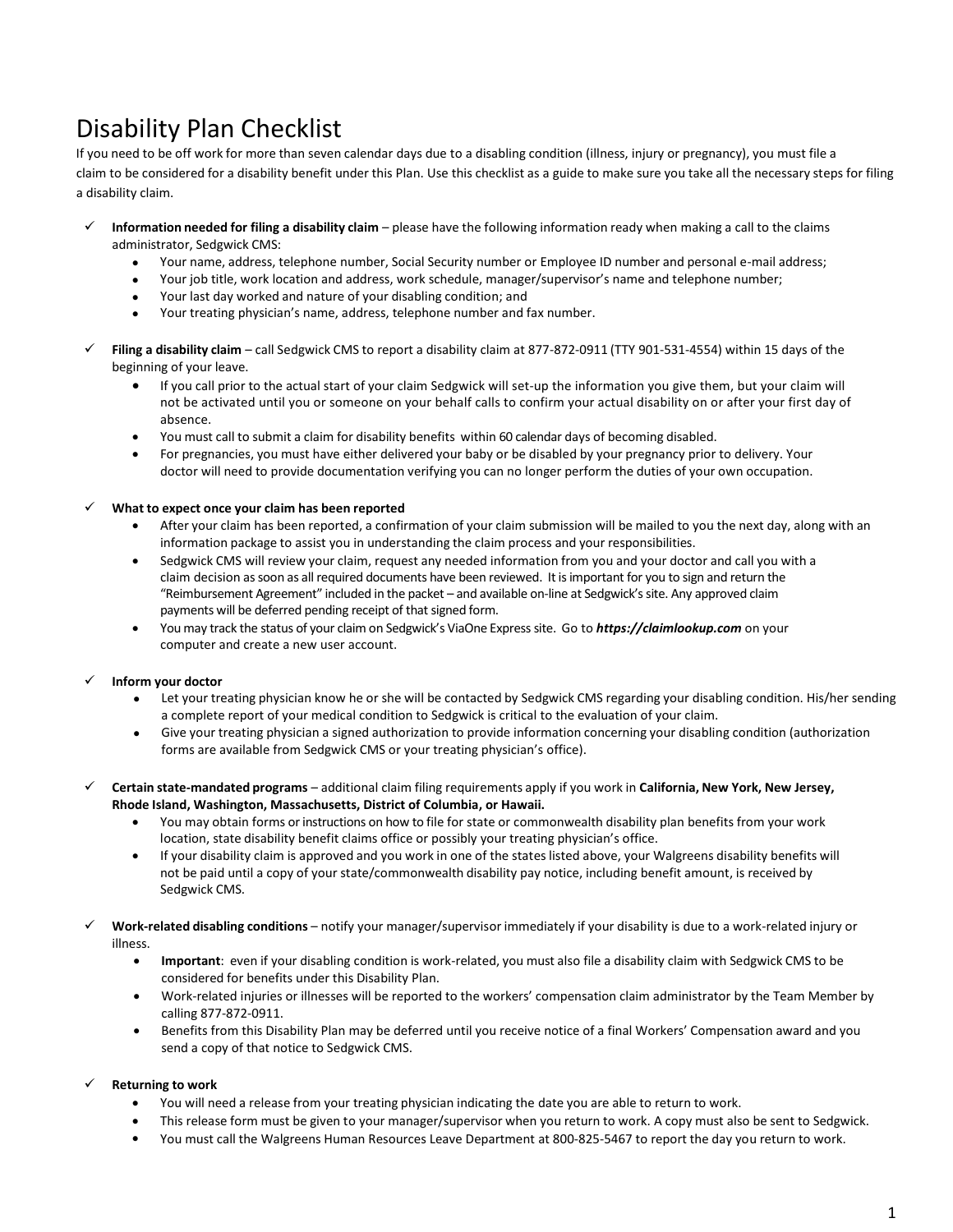# Disability Plan Checklist

If you need to be off work for more than seven calendar days due to a disabling condition (illness, injury or pregnancy), you must file a claim to be considered for a disability benefit under this Plan. Use this checklist as a guide to make sure you take all the necessary steps for filing a disability claim.

- ✓ **Information needed for filing a disability claim** – please have the following information ready when making a call to the claims administrator, Sedgwick CMS:
  - Your name, address, telephone number, Social Security number or Employee ID number and personal e-mail address;
  - Your job title, work location and address, work schedule, manager/supervisor's name and telephone number;
  - Your last day worked and nature of your disabling condition; and
  - Your treating physician's name, address, telephone number and fax number.

- ✓ **Filing a disability claim** – call Sedgwick CMS to report a disability claim at 877-872-0911 (TTY 901-531-4554) within 15 days of the beginning of your leave.
  - If you call prior to the actual start of your claim Sedgwick will set-up the information you give them, but your claim will not be activated until you or someone on your behalf calls to confirm your actual disability on or after your first day of absence.
  - You must call to submit a claim for disability benefits within 60 calendar days of becoming disabled.
  - For pregnancies, you must have either delivered your baby or be disabled by your pregnancy prior to delivery. Your doctor will need to provide documentation verifying you can no longer perform the duties of your own occupation.

- ✓ **What to expect once your claim has been reported**
  - After your claim has been reported, a confirmation of your claim submission will be mailed to you the next day, along with an information package to assist you in understanding the claim process and your responsibilities.
  - Sedgwick CMS will review your claim, request any needed information from you and your doctor and call you with a claim decision as soon as all required documents have been reviewed. It is important for you to sign and return the "Reimbursement Agreement" included in the packet – and available on-line at Sedgwick's site. Any approved claim payments will be deferred pending receipt of that signed form.
  - You may track the status of your claim on Sedgwick's ViaOne Express site. Go to ***https://claimlookup.com*** on your computer and create a new user account.

- ✓ **Inform your doctor**
  - Let your treating physician know he or she will be contacted by Sedgwick CMS regarding your disabling condition. His/her sending a complete report of your medical condition to Sedgwick is critical to the evaluation of your claim.
  - Give your treating physician a signed authorization to provide information concerning your disabling condition (authorization forms are available from Sedgwick CMS or your treating physician's office).

- ✓ **Certain state-mandated programs** – additional claim filing requirements apply if you work in **California, New York, New Jersey, Rhode Island, Washington, Massachusetts, District of Columbia, or Hawaii.**
  - You may obtain forms or instructions on how to file for state or commonwealth disability plan benefits from your work location, state disability benefit claims office or possibly your treating physician's office.
  - If your disability claim is approved and you work in one of the states listed above, your Walgreens disability benefits will not be paid until a copy of your state/commonwealth disability pay notice, including benefit amount, is received by Sedgwick CMS.

- ✓ **Work-related disabling conditions** – notify your manager/supervisor immediately if your disability is due to a work-related injury or illness.
  - **Important**: even if your disabling condition is work-related, you must also file a disability claim with Sedgwick CMS to be considered for benefits under this Disability Plan.
  - Work-related injuries or illnesses will be reported to the workers' compensation claim administrator by the Team Member by calling 877-872-0911.
  - Benefits from this Disability Plan may be deferred until you receive notice of a final Workers' Compensation award and you send a copy of that notice to Sedgwick CMS.

- ✓ **Returning to work**
  - You will need a release from your treating physician indicating the date you are able to return to work.
  - This release form must be given to your manager/supervisor when you return to work. A copy must also be sent to Sedgwick.
  - You must call the Walgreens Human Resources Leave Department at 800-825-5467 to report the day you return to work.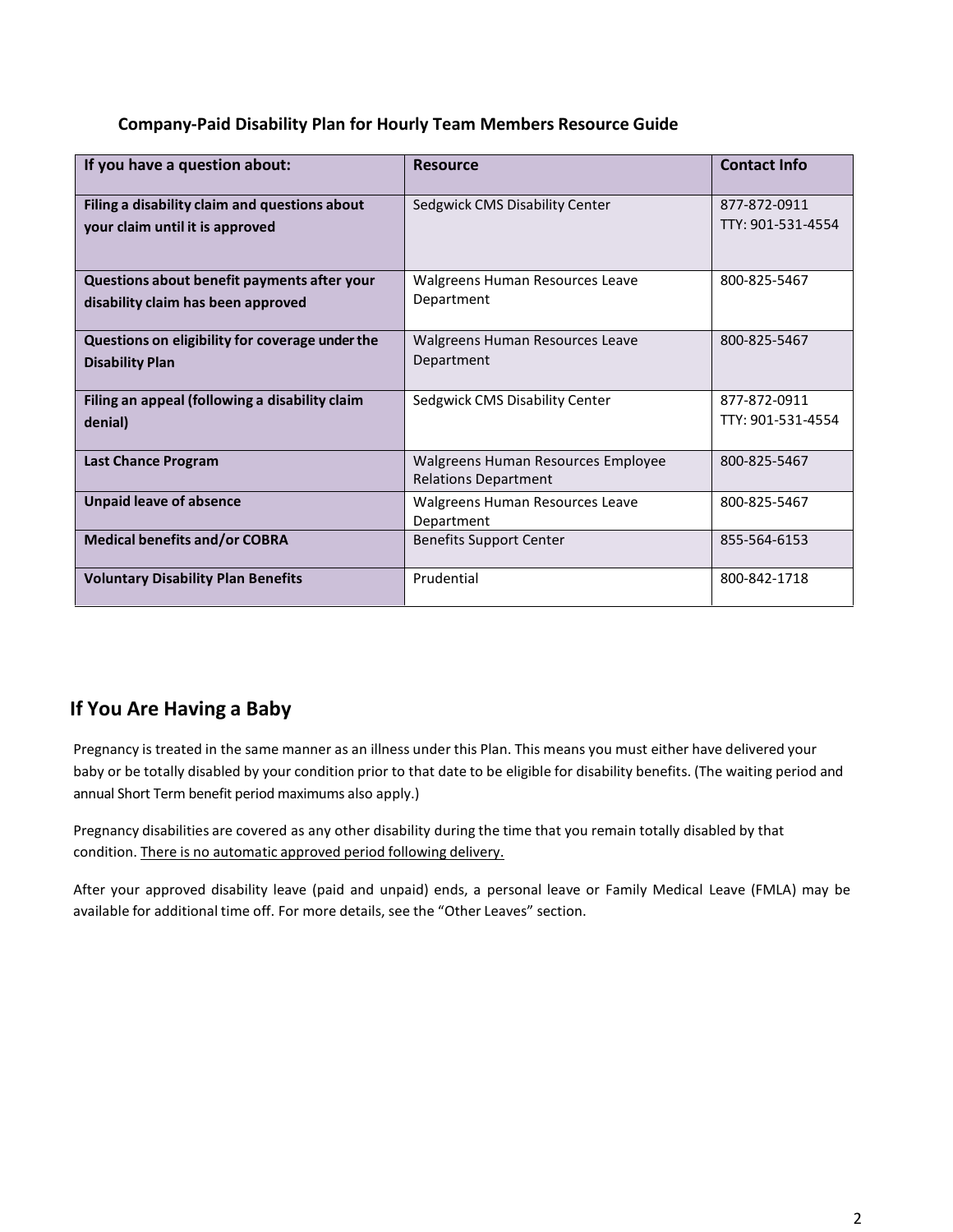### Company-Paid Disability Plan for Hourly Team Members Resource Guide

| If you have a question about: | Resource | Contact Info |
|---|---|---|
| **Filing a disability claim and questions about your claim until it is approved** | Sedgwick CMS Disability Center | 877-872-0911<br>TTY: 901-531-4554 |
| **Questions about benefit payments after your disability claim has been approved** | Walgreens Human Resources Leave Department | 800-825-5467 |
| **Questions on eligibility for coverage under the Disability Plan** | Walgreens Human Resources Leave Department | 800-825-5467 |
| **Filing an appeal (following a disability claim denial)** | Sedgwick CMS Disability Center | 877-872-0911<br>TTY: 901-531-4554 |
| **Last Chance Program** | Walgreens Human Resources Employee Relations Department | 800-825-5467 |
| **Unpaid leave of absence** | Walgreens Human Resources Leave Department | 800-825-5467 |
| **Medical benefits and/or COBRA** | Benefits Support Center | 855-564-6153 |
| **Voluntary Disability Plan Benefits** | Prudential | 800-842-1718 |

## If You Are Having a Baby

Pregnancy is treated in the same manner as an illness under this Plan. This means you must either have delivered your baby or be totally disabled by your condition prior to that date to be eligible for disability benefits. (The waiting period and annual Short Term benefit period maximums also apply.)

Pregnancy disabilities are covered as any other disability during the time that you remain totally disabled by that condition. <u>There is no automatic approved period following delivery.</u>

After your approved disability leave (paid and unpaid) ends, a personal leave or Family Medical Leave (FMLA) may be available for additional time off. For more details, see the "Other Leaves" section.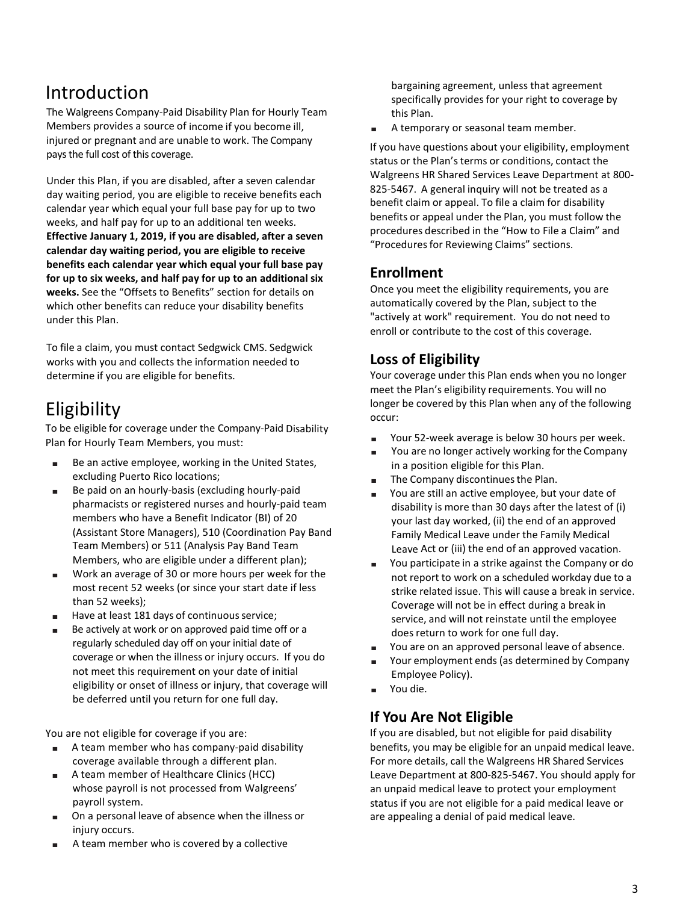# Introduction

The Walgreens Company-Paid Disability Plan for Hourly Team Members provides a source of income if you become ill, injured or pregnant and are unable to work. The Company pays the full cost of this coverage.

Under this Plan, if you are disabled, after a seven calendar day waiting period, you are eligible to receive benefits each calendar year which equal your full base pay for up to two weeks, and half pay for up to an additional ten weeks. **Effective January 1, 2019, if you are disabled, after a seven calendar day waiting period, you are eligible to receive benefits each calendar year which equal your full base pay for up to six weeks, and half pay for up to an additional six weeks.** See the "Offsets to Benefits" section for details on which other benefits can reduce your disability benefits under this Plan.

To file a claim, you must contact Sedgwick CMS. Sedgwick works with you and collects the information needed to determine if you are eligible for benefits.

# Eligibility

To be eligible for coverage under the Company-Paid Disability Plan for Hourly Team Members, you must:

- Be an active employee, working in the United States, excluding Puerto Rico locations;
- Be paid on an hourly-basis (excluding hourly-paid pharmacists or registered nurses and hourly-paid team members who have a Benefit Indicator (BI) of 20 (Assistant Store Managers), 510 (Coordination Pay Band Team Members) or 511 (Analysis Pay Band Team Members, who are eligible under a different plan);
- Work an average of 30 or more hours per week for the most recent 52 weeks (or since your start date if less than 52 weeks);
- Have at least 181 days of continuous service;
- Be actively at work or on approved paid time off or a regularly scheduled day off on your initial date of coverage or when the illness or injury occurs. If you do not meet this requirement on your date of initial eligibility or onset of illness or injury, that coverage will be deferred until you return for one full day.

You are not eligible for coverage if you are:

- A team member who has company-paid disability coverage available through a different plan.
- A team member of Healthcare Clinics (HCC) whose payroll is not processed from Walgreens' payroll system.
- On a personal leave of absence when the illness or injury occurs.
- A team member who is covered by a collective bargaining agreement, unless that agreement specifically provides for your right to coverage by this Plan.
- A temporary or seasonal team member.

If you have questions about your eligibility, employment status or the Plan's terms or conditions, contact the Walgreens HR Shared Services Leave Department at 800-825-5467. A general inquiry will not be treated as a benefit claim or appeal. To file a claim for disability benefits or appeal under the Plan, you must follow the procedures described in the "How to File a Claim" and "Procedures for Reviewing Claims" sections.

## Enrollment

Once you meet the eligibility requirements, you are automatically covered by the Plan, subject to the "actively at work" requirement. You do not need to enroll or contribute to the cost of this coverage.

## Loss of Eligibility

Your coverage under this Plan ends when you no longer meet the Plan's eligibility requirements. You will no longer be covered by this Plan when any of the following occur:

- Your 52-week average is below 30 hours per week.
- You are no longer actively working for the Company in a position eligible for this Plan.
- The Company discontinues the Plan.
- You are still an active employee, but your date of disability is more than 30 days after the latest of (i) your last day worked, (ii) the end of an approved Family Medical Leave under the Family Medical Leave Act or (iii) the end of an approved vacation.
- You participate in a strike against the Company or do not report to work on a scheduled workday due to a strike related issue. This will cause a break in service. Coverage will not be in effect during a break in service, and will not reinstate until the employee does return to work for one full day.
- You are on an approved personal leave of absence.
- Your employment ends (as determined by Company Employee Policy).
- You die.

## If You Are Not Eligible

If you are disabled, but not eligible for paid disability benefits, you may be eligible for an unpaid medical leave. For more details, call the Walgreens HR Shared Services Leave Department at 800-825-5467. You should apply for an unpaid medical leave to protect your employment status if you are not eligible for a paid medical leave or are appealing a denial of paid medical leave.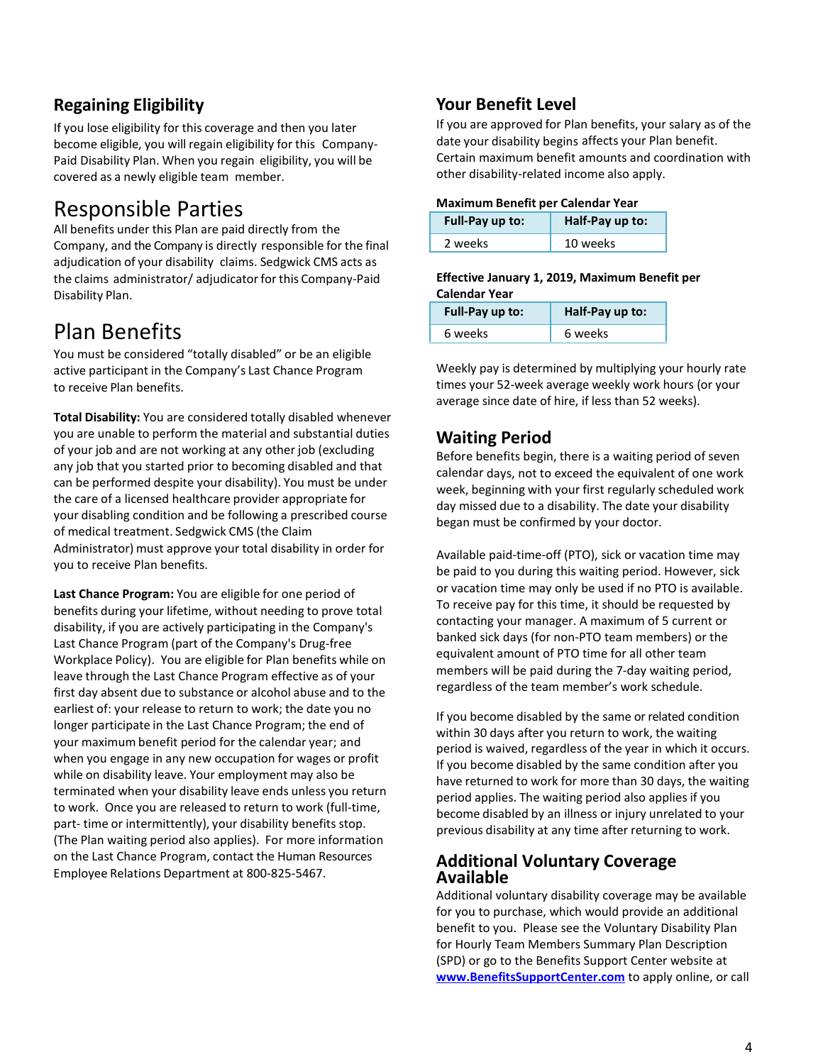## Regaining Eligibility

If you lose eligibility for this coverage and then you later become eligible, you will regain eligibility for this Company-Paid Disability Plan. When you regain eligibility, you will be covered as a newly eligible team member.

# Responsible Parties

All benefits under this Plan are paid directly from the Company, and the Company is directly responsible for the final adjudication of your disability claims. Sedgwick CMS acts as the claims administrator/ adjudicator for this Company-Paid Disability Plan.

# Plan Benefits

You must be considered "totally disabled" or be an eligible active participant in the Company's Last Chance Program to receive Plan benefits.

**Total Disability:** You are considered totally disabled whenever you are unable to perform the material and substantial duties of your job and are not working at any other job (excluding any job that you started prior to becoming disabled and that can be performed despite your disability). You must be under the care of a licensed healthcare provider appropriate for your disabling condition and be following a prescribed course of medical treatment. Sedgwick CMS (the Claim Administrator) must approve your total disability in order for you to receive Plan benefits.

**Last Chance Program:** You are eligible for one period of benefits during your lifetime, without needing to prove total disability, if you are actively participating in the Company's Last Chance Program (part of the Company's Drug-free Workplace Policy). You are eligible for Plan benefits while on leave through the Last Chance Program effective as of your first day absent due to substance or alcohol abuse and to the earliest of: your release to return to work; the date you no longer participate in the Last Chance Program; the end of your maximum benefit period for the calendar year; and when you engage in any new occupation for wages or profit while on disability leave. Your employment may also be terminated when your disability leave ends unless you return to work. Once you are released to return to work (full-time, part- time or intermittently), your disability benefits stop. (The Plan waiting period also applies). For more information on the Last Chance Program, contact the Human Resources Employee Relations Department at 800-825-5467.

## Your Benefit Level

If you are approved for Plan benefits, your salary as of the date your disability begins affects your Plan benefit. Certain maximum benefit amounts and coordination with other disability-related income also apply.

**Maximum Benefit per Calendar Year**

| Full-Pay up to: | Half-Pay up to: |
|---|---|
| 2 weeks | 10 weeks |

**Effective January 1, 2019, Maximum Benefit per Calendar Year**

| Full-Pay up to: | Half-Pay up to: |
|---|---|
| 6 weeks | 6 weeks |

Weekly pay is determined by multiplying your hourly rate times your 52-week average weekly work hours (or your average since date of hire, if less than 52 weeks).

## Waiting Period

Before benefits begin, there is a waiting period of seven calendar days, not to exceed the equivalent of one work week, beginning with your first regularly scheduled work day missed due to a disability. The date your disability began must be confirmed by your doctor.

Available paid-time-off (PTO), sick or vacation time may be paid to you during this waiting period. However, sick or vacation time may only be used if no PTO is available. To receive pay for this time, it should be requested by contacting your manager. A maximum of 5 current or banked sick days (for non-PTO team members) or the equivalent amount of PTO time for all other team members will be paid during the 7-day waiting period, regardless of the team member's work schedule.

If you become disabled by the same or related condition within 30 days after you return to work, the waiting period is waived, regardless of the year in which it occurs. If you become disabled by the same condition after you have returned to work for more than 30 days, the waiting period applies. The waiting period also applies if you become disabled by an illness or injury unrelated to your previous disability at any time after returning to work.

## Additional Voluntary Coverage Available

Additional voluntary disability coverage may be available for you to purchase, which would provide an additional benefit to you. Please see the Voluntary Disability Plan for Hourly Team Members Summary Plan Description (SPD) or go to the Benefits Support Center website at **www.BenefitsSupportCenter.com** to apply online, or call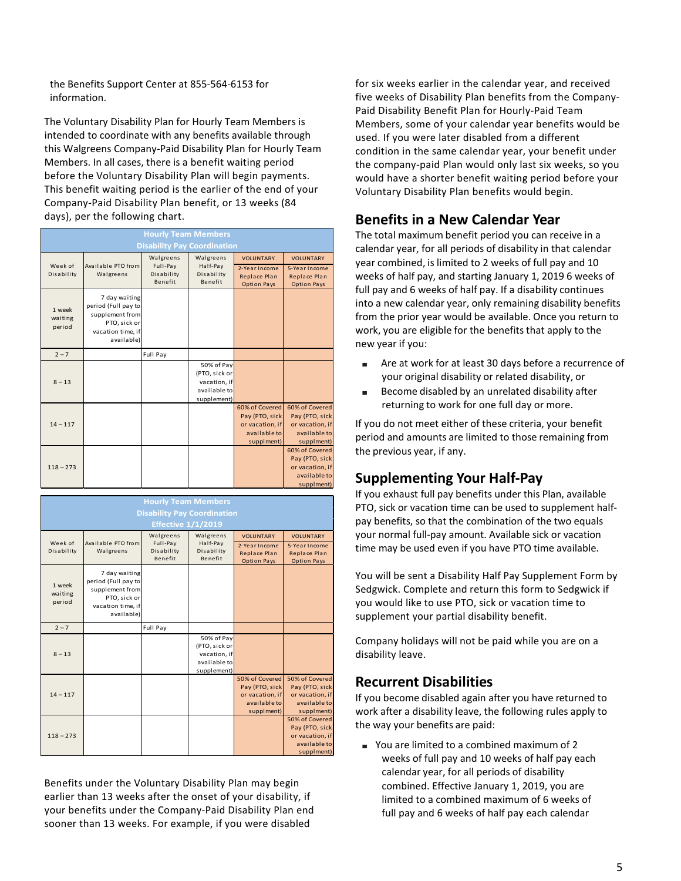the Benefits Support Center at 855-564-6153 for information.

The Voluntary Disability Plan for Hourly Team Members is intended to coordinate with any benefits available through this Walgreens Company-Paid Disability Plan for Hourly Team Members. In all cases, there is a benefit waiting period before the Voluntary Disability Plan will begin payments. This benefit waiting period is the earlier of the end of your Company-Paid Disability Plan benefit, or 13 weeks (84 days), per the following chart.

**Hourly Team Members Disability Pay Coordination**

| Week of Disability | Available PTO from Walgreens | Walgreens Full-Pay Disability Benefit | Walgreens Half-Pay Disability Benefit | VOLUNTARY 2-Year Income Replace Plan Option Pays | VOLUNTARY 5-Year Income Replace Plan Option Pays |
|---|---|---|---|---|---|
| 1 week waiting period | 7 day waiting period (Full pay to supplement from PTO, sick or vacation time, if available) | | | | |
| 2 – 7 | | Full Pay | | | |
| 8 – 13 | | | 50% of Pay (PTO, sick or vacation, if available to supplement) | | |
| 14 – 117 | | | | 60% of Covered Pay (PTO, sick or vacation, if available to supplment) | 60% of Covered Pay (PTO, sick or vacation, if available to supplment) |
| 118 – 273 | | | | | 60% of Covered Pay (PTO, sick or vacation, if available to supplment) |

**Hourly Team Members Disability Pay Coordination Effective 1/1/2019**

| Week of Disability | Available PTO from Walgreens | Walgreens Full-Pay Disability Benefit | Walgreens Half-Pay Disability Benefit | VOLUNTARY 2-Year Income Replace Plan Option Pays | VOLUNTARY 5-Year Income Replace Plan Option Pays |
|---|---|---|---|---|---|
| 1 week waiting period | 7 day waiting period (Full pay to supplement from PTO, sick or vacation time, if available) | | | | |
| 2 – 7 | | Full Pay | | | |
| 8 – 13 | | | 50% of Pay (PTO, sick or vacation, if available to supplement) | | |
| 14 – 117 | | | | 50% of Covered Pay (PTO, sick or vacation, if available to supplment) | 50% of Covered Pay (PTO, sick or vacation, if available to supplment) |
| 118 – 273 | | | | | 50% of Covered Pay (PTO, sick or vacation, if available to supplment) |

Benefits under the Voluntary Disability Plan may begin earlier than 13 weeks after the onset of your disability, if your benefits under the Company-Paid Disability Plan end sooner than 13 weeks. For example, if you were disabled for six weeks earlier in the calendar year, and received five weeks of Disability Plan benefits from the Company-Paid Disability Benefit Plan for Hourly-Paid Team Members, some of your calendar year benefits would be used. If you were later disabled from a different condition in the same calendar year, your benefit under the company-paid Plan would only last six weeks, so you would have a shorter benefit waiting period before your Voluntary Disability Plan benefits would begin.

## Benefits in a New Calendar Year

The total maximum benefit period you can receive in a calendar year, for all periods of disability in that calendar year combined, is limited to 2 weeks of full pay and 10 weeks of half pay, and starting January 1, 2019 6 weeks of full pay and 6 weeks of half pay. If a disability continues into a new calendar year, only remaining disability benefits from the prior year would be available. Once you return to work, you are eligible for the benefits that apply to the new year if you:

- Are at work for at least 30 days before a recurrence of your original disability or related disability, or
- Become disabled by an unrelated disability after returning to work for one full day or more.

If you do not meet either of these criteria, your benefit period and amounts are limited to those remaining from the previous year, if any.

## Supplementing Your Half-Pay

If you exhaust full pay benefits under this Plan, available PTO, sick or vacation time can be used to supplement half-pay benefits, so that the combination of the two equals your normal full-pay amount. Available sick or vacation time may be used even if you have PTO time available.

You will be sent a Disability Half Pay Supplement Form by Sedgwick. Complete and return this form to Sedgwick if you would like to use PTO, sick or vacation time to supplement your partial disability benefit.

Company holidays will not be paid while you are on a disability leave.

## Recurrent Disabilities

If you become disabled again after you have returned to work after a disability leave, the following rules apply to the way your benefits are paid:

- You are limited to a combined maximum of 2 weeks of full pay and 10 weeks of half pay each calendar year, for all periods of disability combined. Effective January 1, 2019, you are limited to a combined maximum of 6 weeks of full pay and 6 weeks of half pay each calendar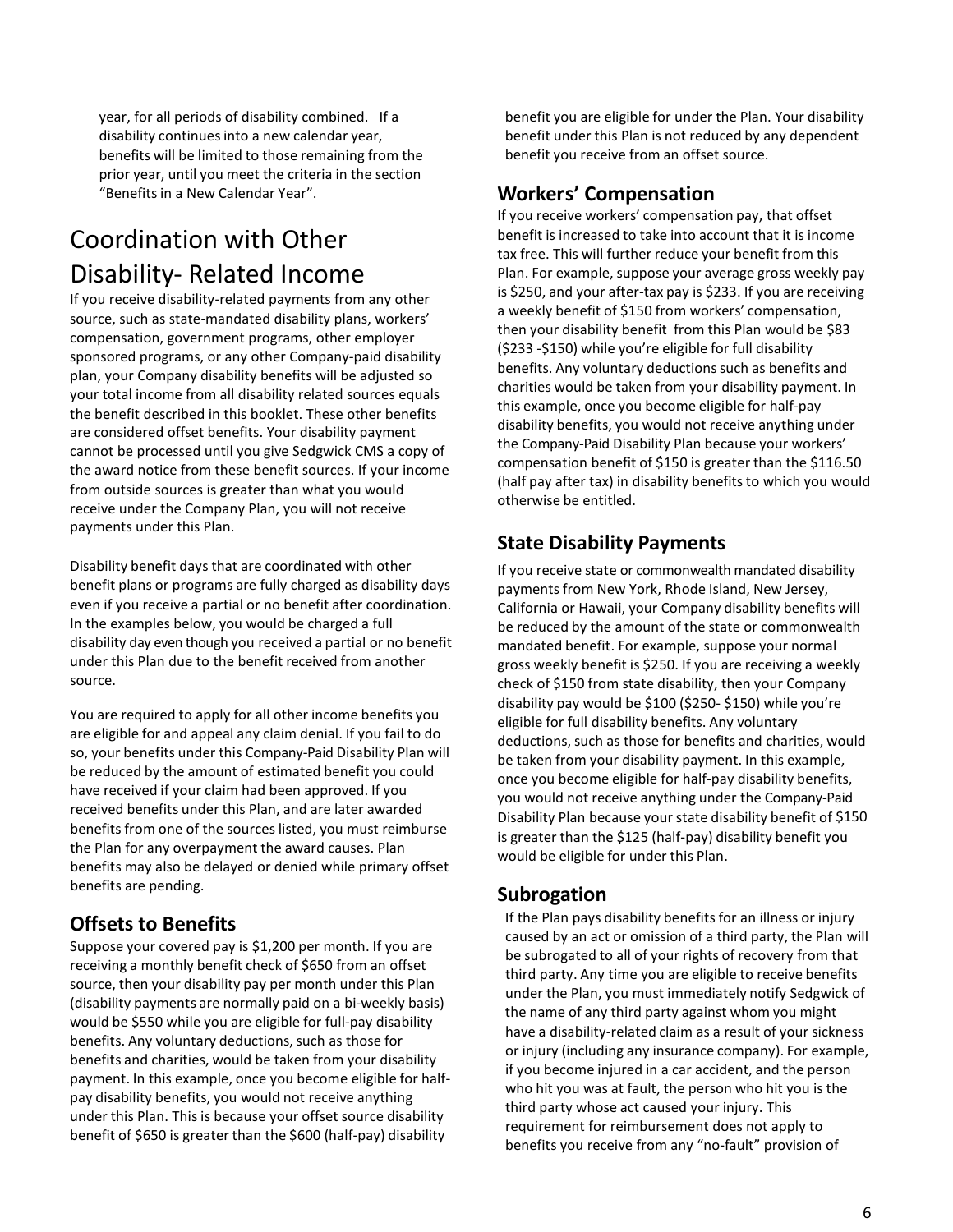year, for all periods of disability combined. If a disability continues into a new calendar year, benefits will be limited to those remaining from the prior year, until you meet the criteria in the section "Benefits in a New Calendar Year".

# Coordination with Other Disability- Related Income

If you receive disability-related payments from any other source, such as state-mandated disability plans, workers' compensation, government programs, other employer sponsored programs, or any other Company-paid disability plan, your Company disability benefits will be adjusted so your total income from all disability related sources equals the benefit described in this booklet. These other benefits are considered offset benefits. Your disability payment cannot be processed until you give Sedgwick CMS a copy of the award notice from these benefit sources. If your income from outside sources is greater than what you would receive under the Company Plan, you will not receive payments under this Plan.

Disability benefit days that are coordinated with other benefit plans or programs are fully charged as disability days even if you receive a partial or no benefit after coordination. In the examples below, you would be charged a full disability day even though you received a partial or no benefit under this Plan due to the benefit received from another source.

You are required to apply for all other income benefits you are eligible for and appeal any claim denial. If you fail to do so, your benefits under this Company-Paid Disability Plan will be reduced by the amount of estimated benefit you could have received if your claim had been approved. If you received benefits under this Plan, and are later awarded benefits from one of the sources listed, you must reimburse the Plan for any overpayment the award causes. Plan benefits may also be delayed or denied while primary offset benefits are pending.

## Offsets to Benefits

Suppose your covered pay is $1,200 per month. If you are receiving a monthly benefit check of $650 from an offset source, then your disability pay per month under this Plan (disability payments are normally paid on a bi-weekly basis) would be $550 while you are eligible for full-pay disability benefits. Any voluntary deductions, such as those for benefits and charities, would be taken from your disability payment. In this example, once you become eligible for half-pay disability benefits, you would not receive anything under this Plan. This is because your offset source disability benefit of $650 is greater than the $600 (half-pay) disability benefit you are eligible for under the Plan. Your disability benefit under this Plan is not reduced by any dependent benefit you receive from an offset source.

## Workers' Compensation

If you receive workers' compensation pay, that offset benefit is increased to take into account that it is income tax free. This will further reduce your benefit from this Plan. For example, suppose your average gross weekly pay is $250, and your after-tax pay is $233. If you are receiving a weekly benefit of $150 from workers' compensation, then your disability benefit from this Plan would be $83 ($233 -$150) while you're eligible for full disability benefits. Any voluntary deductions such as benefits and charities would be taken from your disability payment. In this example, once you become eligible for half-pay disability benefits, you would not receive anything under the Company-Paid Disability Plan because your workers' compensation benefit of $150 is greater than the $116.50 (half pay after tax) in disability benefits to which you would otherwise be entitled.

## State Disability Payments

If you receive state or commonwealth mandated disability payments from New York, Rhode Island, New Jersey, California or Hawaii, your Company disability benefits will be reduced by the amount of the state or commonwealth mandated benefit. For example, suppose your normal gross weekly benefit is $250. If you are receiving a weekly check of $150 from state disability, then your Company disability pay would be $100 ($250- $150) while you're eligible for full disability benefits. Any voluntary deductions, such as those for benefits and charities, would be taken from your disability payment. In this example, once you become eligible for half-pay disability benefits, you would not receive anything under the Company-Paid Disability Plan because your state disability benefit of $150 is greater than the $125 (half-pay) disability benefit you would be eligible for under this Plan.

## Subrogation

If the Plan pays disability benefits for an illness or injury caused by an act or omission of a third party, the Plan will be subrogated to all of your rights of recovery from that third party. Any time you are eligible to receive benefits under the Plan, you must immediately notify Sedgwick of the name of any third party against whom you might have a disability-related claim as a result of your sickness or injury (including any insurance company). For example, if you become injured in a car accident, and the person who hit you was at fault, the person who hit you is the third party whose act caused your injury. This requirement for reimbursement does not apply to benefits you receive from any "no-fault" provision of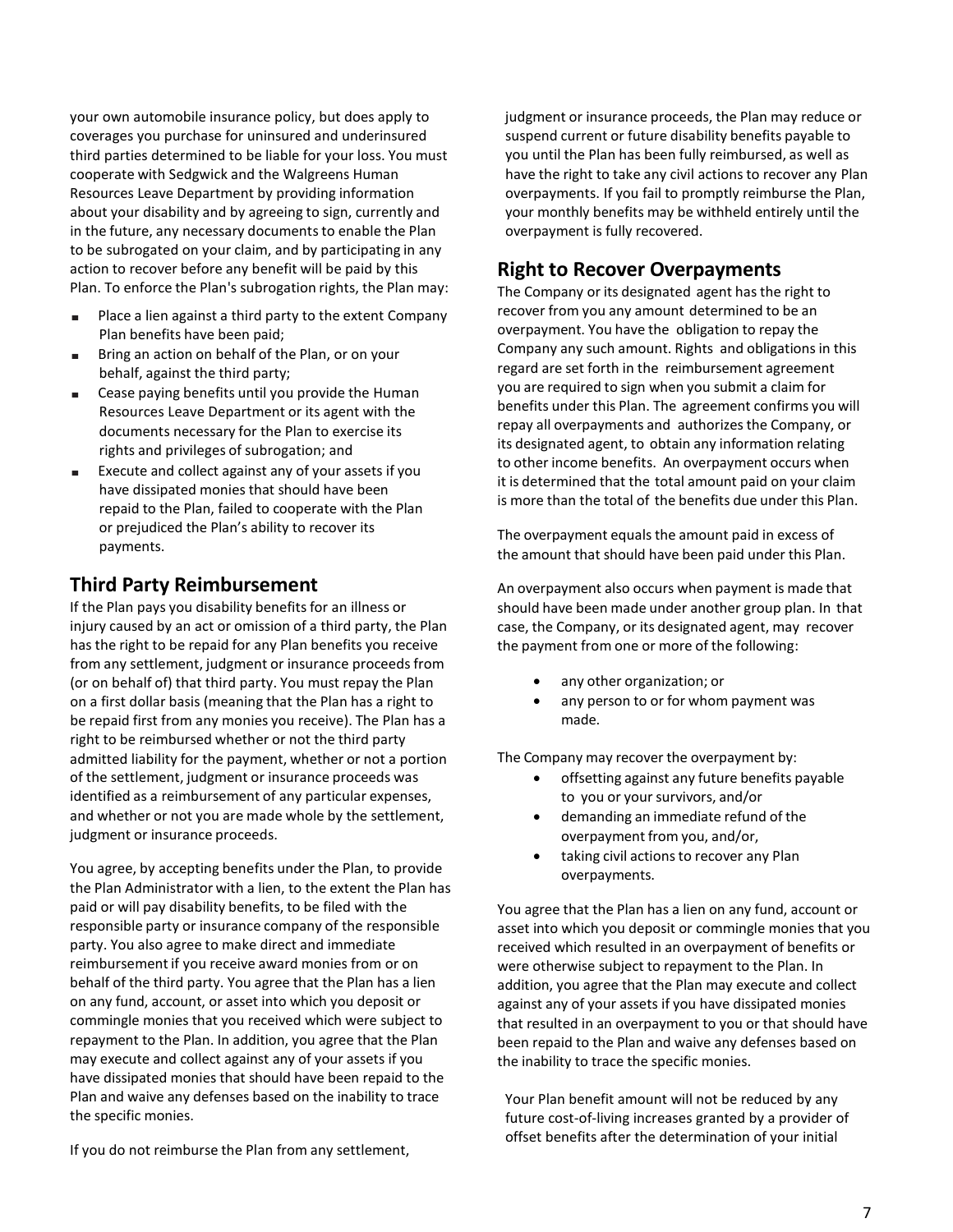your own automobile insurance policy, but does apply to coverages you purchase for uninsured and underinsured third parties determined to be liable for your loss. You must cooperate with Sedgwick and the Walgreens Human Resources Leave Department by providing information about your disability and by agreeing to sign, currently and in the future, any necessary documents to enable the Plan to be subrogated on your claim, and by participating in any action to recover before any benefit will be paid by this Plan. To enforce the Plan's subrogation rights, the Plan may:

- Place a lien against a third party to the extent Company Plan benefits have been paid;
- Bring an action on behalf of the Plan, or on your behalf, against the third party;
- Cease paying benefits until you provide the Human Resources Leave Department or its agent with the documents necessary for the Plan to exercise its rights and privileges of subrogation; and
- Execute and collect against any of your assets if you have dissipated monies that should have been repaid to the Plan, failed to cooperate with the Plan or prejudiced the Plan's ability to recover its payments.

## Third Party Reimbursement

If the Plan pays you disability benefits for an illness or injury caused by an act or omission of a third party, the Plan has the right to be repaid for any Plan benefits you receive from any settlement, judgment or insurance proceeds from (or on behalf of) that third party. You must repay the Plan on a first dollar basis (meaning that the Plan has a right to be repaid first from any monies you receive). The Plan has a right to be reimbursed whether or not the third party admitted liability for the payment, whether or not a portion of the settlement, judgment or insurance proceeds was identified as a reimbursement of any particular expenses, and whether or not you are made whole by the settlement, judgment or insurance proceeds.

You agree, by accepting benefits under the Plan, to provide the Plan Administrator with a lien, to the extent the Plan has paid or will pay disability benefits, to be filed with the responsible party or insurance company of the responsible party. You also agree to make direct and immediate reimbursement if you receive award monies from or on behalf of the third party. You agree that the Plan has a lien on any fund, account, or asset into which you deposit or commingle monies that you received which were subject to repayment to the Plan. In addition, you agree that the Plan may execute and collect against any of your assets if you have dissipated monies that should have been repaid to the Plan and waive any defenses based on the inability to trace the specific monies.

If you do not reimburse the Plan from any settlement, judgment or insurance proceeds, the Plan may reduce or suspend current or future disability benefits payable to you until the Plan has been fully reimbursed, as well as have the right to take any civil actions to recover any Plan overpayments. If you fail to promptly reimburse the Plan, your monthly benefits may be withheld entirely until the overpayment is fully recovered.

## Right to Recover Overpayments

The Company or its designated agent has the right to recover from you any amount determined to be an overpayment. You have the obligation to repay the Company any such amount. Rights and obligations in this regard are set forth in the reimbursement agreement you are required to sign when you submit a claim for benefits under this Plan. The agreement confirms you will repay all overpayments and authorizes the Company, or its designated agent, to obtain any information relating to other income benefits. An overpayment occurs when it is determined that the total amount paid on your claim is more than the total of the benefits due under this Plan.

The overpayment equals the amount paid in excess of the amount that should have been paid under this Plan.

An overpayment also occurs when payment is made that should have been made under another group plan. In that case, the Company, or its designated agent, may recover the payment from one or more of the following:

- any other organization; or
- any person to or for whom payment was made.

The Company may recover the overpayment by:

- offsetting against any future benefits payable to you or your survivors, and/or
- demanding an immediate refund of the overpayment from you, and/or,
- taking civil actions to recover any Plan overpayments.

You agree that the Plan has a lien on any fund, account or asset into which you deposit or commingle monies that you received which resulted in an overpayment of benefits or were otherwise subject to repayment to the Plan. In addition, you agree that the Plan may execute and collect against any of your assets if you have dissipated monies that resulted in an overpayment to you or that should have been repaid to the Plan and waive any defenses based on the inability to trace the specific monies.

Your Plan benefit amount will not be reduced by any future cost-of-living increases granted by a provider of offset benefits after the determination of your initial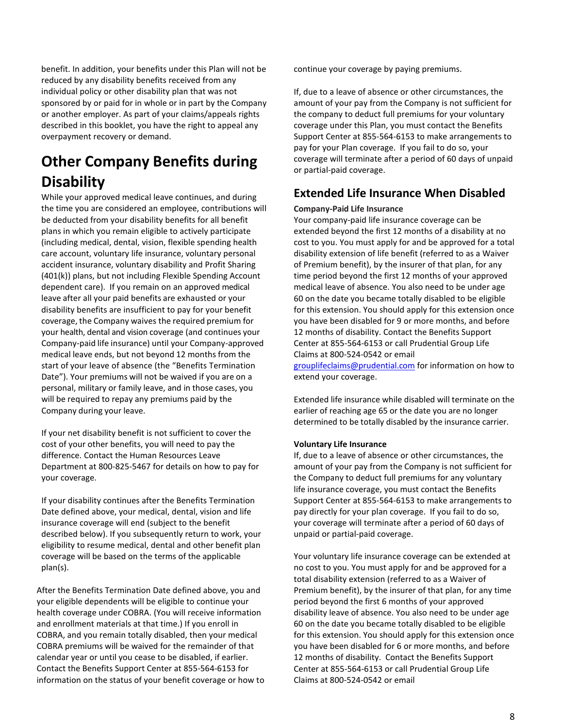benefit. In addition, your benefits under this Plan will not be reduced by any disability benefits received from any individual policy or other disability plan that was not sponsored by or paid for in whole or in part by the Company or another employer. As part of your claims/appeals rights described in this booklet, you have the right to appeal any overpayment recovery or demand.

# Other Company Benefits during Disability

While your approved medical leave continues, and during the time you are considered an employee, contributions will be deducted from your disability benefits for all benefit plans in which you remain eligible to actively participate (including medical, dental, vision, flexible spending health care account, voluntary life insurance, voluntary personal accident insurance, voluntary disability and Profit Sharing (401(k)) plans, but not including Flexible Spending Account dependent care). If you remain on an approved medical leave after all your paid benefits are exhausted or your disability benefits are insufficient to pay for your benefit coverage, the Company waives the required premium for your health, dental and vision coverage (and continues your Company-paid life insurance) until your Company-approved medical leave ends, but not beyond 12 months from the start of your leave of absence (the "Benefits Termination Date"). Your premiums will not be waived if you are on a personal, military or family leave, and in those cases, you will be required to repay any premiums paid by the Company during your leave.

If your net disability benefit is not sufficient to cover the cost of your other benefits, you will need to pay the difference. Contact the Human Resources Leave Department at 800-825-5467 for details on how to pay for your coverage.

If your disability continues after the Benefits Termination Date defined above, your medical, dental, vision and life insurance coverage will end (subject to the benefit described below). If you subsequently return to work, your eligibility to resume medical, dental and other benefit plan coverage will be based on the terms of the applicable plan(s).

After the Benefits Termination Date defined above, you and your eligible dependents will be eligible to continue your health coverage under COBRA. (You will receive information and enrollment materials at that time.) If you enroll in COBRA, and you remain totally disabled, then your medical COBRA premiums will be waived for the remainder of that calendar year or until you cease to be disabled, if earlier. Contact the Benefits Support Center at 855-564-6153 for information on the status of your benefit coverage or how to continue your coverage by paying premiums.

If, due to a leave of absence or other circumstances, the amount of your pay from the Company is not sufficient for the company to deduct full premiums for your voluntary coverage under this Plan, you must contact the Benefits Support Center at 855-564-6153 to make arrangements to pay for your Plan coverage. If you fail to do so, your coverage will terminate after a period of 60 days of unpaid or partial-paid coverage.

## Extended Life Insurance When Disabled

**Company-Paid Life Insurance**

Your company-paid life insurance coverage can be extended beyond the first 12 months of a disability at no cost to you. You must apply for and be approved for a total disability extension of life benefit (referred to as a Waiver of Premium benefit), by the insurer of that plan, for any time period beyond the first 12 months of your approved medical leave of absence. You also need to be under age 60 on the date you became totally disabled to be eligible for this extension. You should apply for this extension once you have been disabled for 9 or more months, and before 12 months of disability. Contact the Benefits Support Center at 855-564-6153 or call Prudential Group Life Claims at 800-524-0542 or email grouplifeclaims@prudential.com for information on how to extend your coverage.

Extended life insurance while disabled will terminate on the earlier of reaching age 65 or the date you are no longer determined to be totally disabled by the insurance carrier.

**Voluntary Life Insurance**

If, due to a leave of absence or other circumstances, the amount of your pay from the Company is not sufficient for the Company to deduct full premiums for any voluntary life insurance coverage, you must contact the Benefits Support Center at 855-564-6153 to make arrangements to pay directly for your plan coverage. If you fail to do so, your coverage will terminate after a period of 60 days of unpaid or partial-paid coverage.

Your voluntary life insurance coverage can be extended at no cost to you. You must apply for and be approved for a total disability extension (referred to as a Waiver of Premium benefit), by the insurer of that plan, for any time period beyond the first 6 months of your approved disability leave of absence. You also need to be under age 60 on the date you became totally disabled to be eligible for this extension. You should apply for this extension once you have been disabled for 6 or more months, and before 12 months of disability. Contact the Benefits Support Center at 855-564-6153 or call Prudential Group Life Claims at 800-524-0542 or email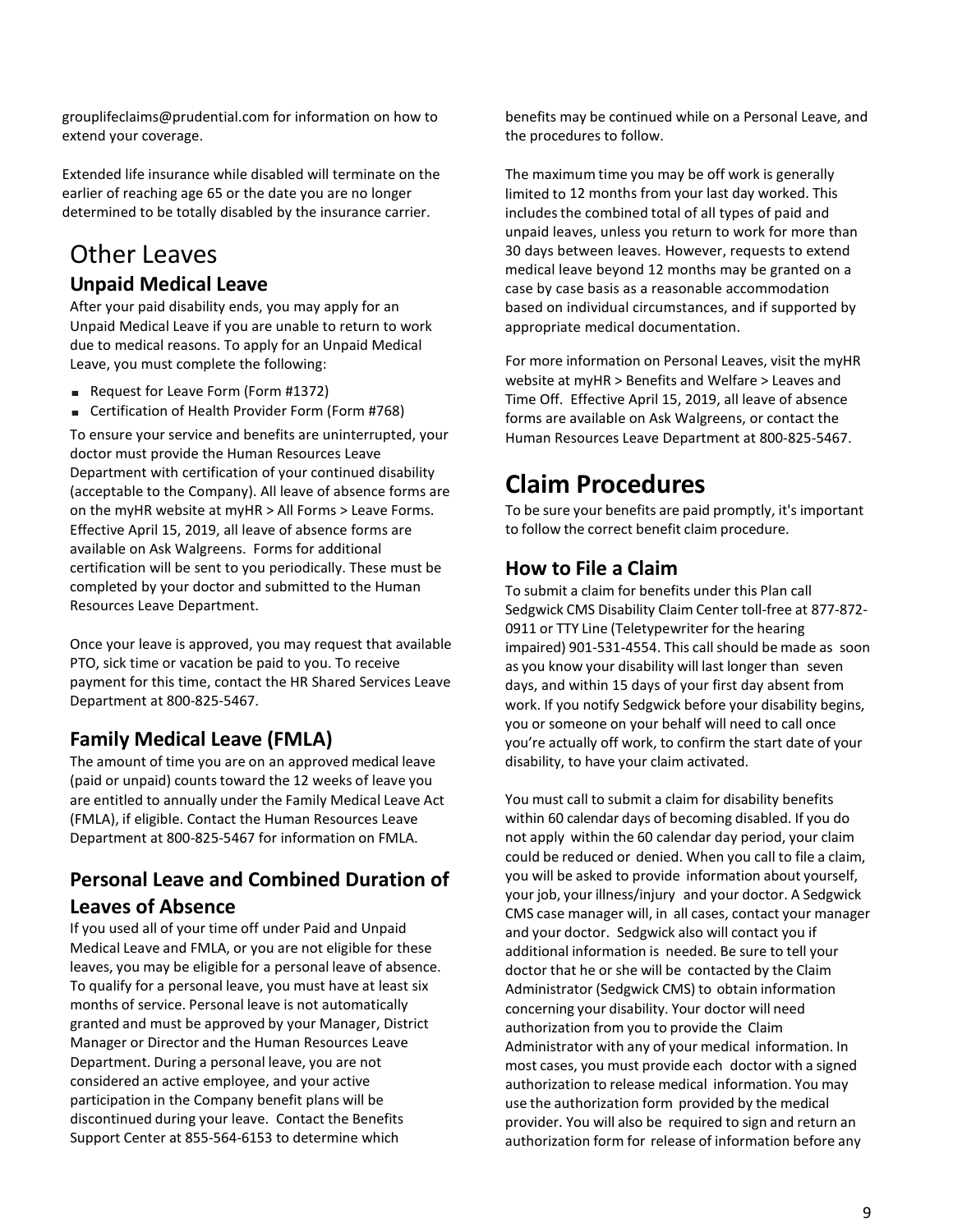grouplifeclaims@prudential.com for information on how to extend your coverage.

Extended life insurance while disabled will terminate on the earlier of reaching age 65 or the date you are no longer determined to be totally disabled by the insurance carrier.

# Other Leaves

## Unpaid Medical Leave

After your paid disability ends, you may apply for an Unpaid Medical Leave if you are unable to return to work due to medical reasons. To apply for an Unpaid Medical Leave, you must complete the following:

- Request for Leave Form (Form #1372)
- Certification of Health Provider Form (Form #768)

To ensure your service and benefits are uninterrupted, your doctor must provide the Human Resources Leave Department with certification of your continued disability (acceptable to the Company). All leave of absence forms are on the myHR website at myHR > All Forms > Leave Forms. Effective April 15, 2019, all leave of absence forms are available on Ask Walgreens. Forms for additional certification will be sent to you periodically. These must be completed by your doctor and submitted to the Human Resources Leave Department.

Once your leave is approved, you may request that available PTO, sick time or vacation be paid to you. To receive payment for this time, contact the HR Shared Services Leave Department at 800-825-5467.

## Family Medical Leave (FMLA)

The amount of time you are on an approved medical leave (paid or unpaid) counts toward the 12 weeks of leave you are entitled to annually under the Family Medical Leave Act (FMLA), if eligible. Contact the Human Resources Leave Department at 800-825-5467 for information on FMLA.

## Personal Leave and Combined Duration of Leaves of Absence

If you used all of your time off under Paid and Unpaid Medical Leave and FMLA, or you are not eligible for these leaves, you may be eligible for a personal leave of absence. To qualify for a personal leave, you must have at least six months of service. Personal leave is not automatically granted and must be approved by your Manager, District Manager or Director and the Human Resources Leave Department. During a personal leave, you are not considered an active employee, and your active participation in the Company benefit plans will be discontinued during your leave. Contact the Benefits Support Center at 855-564-6153 to determine which benefits may be continued while on a Personal Leave, and the procedures to follow.

The maximum time you may be off work is generally limited to 12 months from your last day worked. This includes the combined total of all types of paid and unpaid leaves, unless you return to work for more than 30 days between leaves. However, requests to extend medical leave beyond 12 months may be granted on a case by case basis as a reasonable accommodation based on individual circumstances, and if supported by appropriate medical documentation.

For more information on Personal Leaves, visit the myHR website at myHR > Benefits and Welfare > Leaves and Time Off. Effective April 15, 2019, all leave of absence forms are available on Ask Walgreens, or contact the Human Resources Leave Department at 800-825-5467.

# Claim Procedures

To be sure your benefits are paid promptly, it's important to follow the correct benefit claim procedure.

## How to File a Claim

To submit a claim for benefits under this Plan call Sedgwick CMS Disability Claim Center toll-free at 877-872-0911 or TTY Line (Teletypewriter for the hearing impaired) 901-531-4554. This call should be made as soon as you know your disability will last longer than seven days, and within 15 days of your first day absent from work. If you notify Sedgwick before your disability begins, you or someone on your behalf will need to call once you're actually off work, to confirm the start date of your disability, to have your claim activated.

You must call to submit a claim for disability benefits within 60 calendar days of becoming disabled. If you do not apply within the 60 calendar day period, your claim could be reduced or denied. When you call to file a claim, you will be asked to provide information about yourself, your job, your illness/injury and your doctor. A Sedgwick CMS case manager will, in all cases, contact your manager and your doctor. Sedgwick also will contact you if additional information is needed. Be sure to tell your doctor that he or she will be contacted by the Claim Administrator (Sedgwick CMS) to obtain information concerning your disability. Your doctor will need authorization from you to provide the Claim Administrator with any of your medical information. In most cases, you must provide each doctor with a signed authorization to release medical information. You may use the authorization form provided by the medical provider. You will also be required to sign and return an authorization form for release of information before any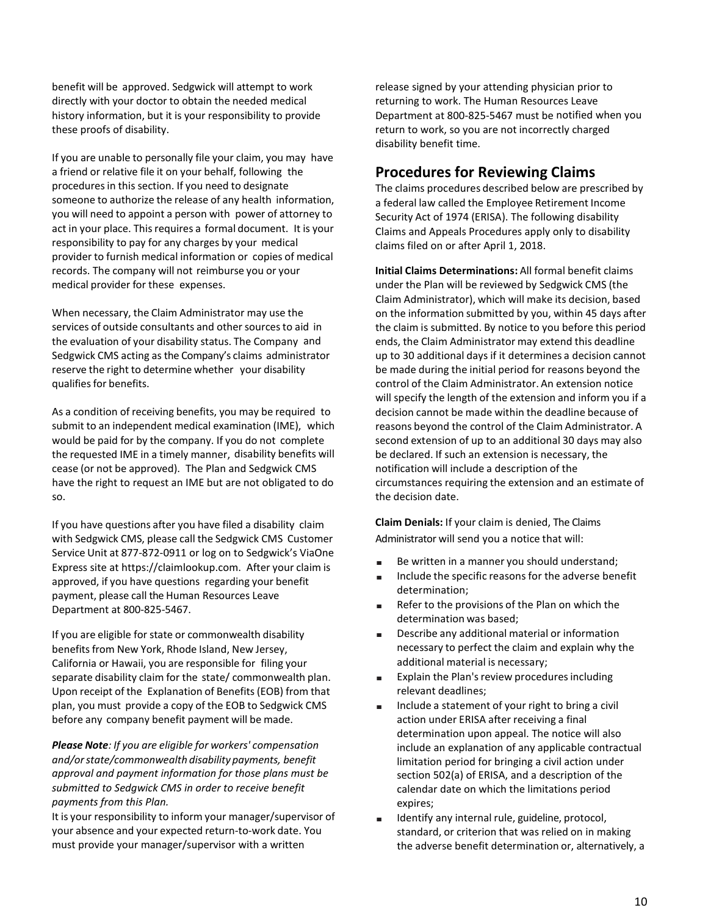benefit will be approved. Sedgwick will attempt to work directly with your doctor to obtain the needed medical history information, but it is your responsibility to provide these proofs of disability.

If you are unable to personally file your claim, you may have a friend or relative file it on your behalf, following the procedures in this section. If you need to designate someone to authorize the release of any health information, you will need to appoint a person with power of attorney to act in your place. This requires a formal document. It is your responsibility to pay for any charges by your medical provider to furnish medical information or copies of medical records. The company will not reimburse you or your medical provider for these expenses.

When necessary, the Claim Administrator may use the services of outside consultants and other sources to aid in the evaluation of your disability status. The Company and Sedgwick CMS acting as the Company's claims administrator reserve the right to determine whether your disability qualifies for benefits.

As a condition of receiving benefits, you may be required to submit to an independent medical examination (IME), which would be paid for by the company. If you do not complete the requested IME in a timely manner, disability benefits will cease (or not be approved). The Plan and Sedgwick CMS have the right to request an IME but are not obligated to do so.

If you have questions after you have filed a disability claim with Sedgwick CMS, please call the Sedgwick CMS Customer Service Unit at 877-872-0911 or log on to Sedgwick's ViaOne Express site at https://claimlookup.com. After your claim is approved, if you have questions regarding your benefit payment, please call the Human Resources Leave Department at 800-825-5467.

If you are eligible for state or commonwealth disability benefits from New York, Rhode Island, New Jersey, California or Hawaii, you are responsible for filing your separate disability claim for the state/ commonwealth plan. Upon receipt of the Explanation of Benefits (EOB) from that plan, you must provide a copy of the EOB to Sedgwick CMS before any company benefit payment will be made.

***Please Note****: If you are eligible for workers' compensation and/or state/commonwealth disability payments, benefit approval and payment information for those plans must be submitted to Sedgwick CMS in order to receive benefit payments from this Plan.*

It is your responsibility to inform your manager/supervisor of your absence and your expected return-to-work date. You must provide your manager/supervisor with a written release signed by your attending physician prior to returning to work. The Human Resources Leave Department at 800-825-5467 must be notified when you return to work, so you are not incorrectly charged disability benefit time.

## Procedures for Reviewing Claims

The claims procedures described below are prescribed by a federal law called the Employee Retirement Income Security Act of 1974 (ERISA). The following disability Claims and Appeals Procedures apply only to disability claims filed on or after April 1, 2018.

**Initial Claims Determinations:** All formal benefit claims under the Plan will be reviewed by Sedgwick CMS (the Claim Administrator), which will make its decision, based on the information submitted by you, within 45 days after the claim is submitted. By notice to you before this period ends, the Claim Administrator may extend this deadline up to 30 additional days if it determines a decision cannot be made during the initial period for reasons beyond the control of the Claim Administrator. An extension notice will specify the length of the extension and inform you if a decision cannot be made within the deadline because of reasons beyond the control of the Claim Administrator. A second extension of up to an additional 30 days may also be declared. If such an extension is necessary, the notification will include a description of the circumstances requiring the extension and an estimate of the decision date.

**Claim Denials:** If your claim is denied, The Claims Administrator will send you a notice that will:

- Be written in a manner you should understand;
- Include the specific reasons for the adverse benefit determination;
- Refer to the provisions of the Plan on which the determination was based;
- Describe any additional material or information necessary to perfect the claim and explain why the additional material is necessary;
- Explain the Plan's review procedures including relevant deadlines;
- Include a statement of your right to bring a civil action under ERISA after receiving a final determination upon appeal. The notice will also include an explanation of any applicable contractual limitation period for bringing a civil action under section 502(a) of ERISA, and a description of the calendar date on which the limitations period expires;
- Identify any internal rule, guideline, protocol, standard, or criterion that was relied on in making the adverse benefit determination or, alternatively, a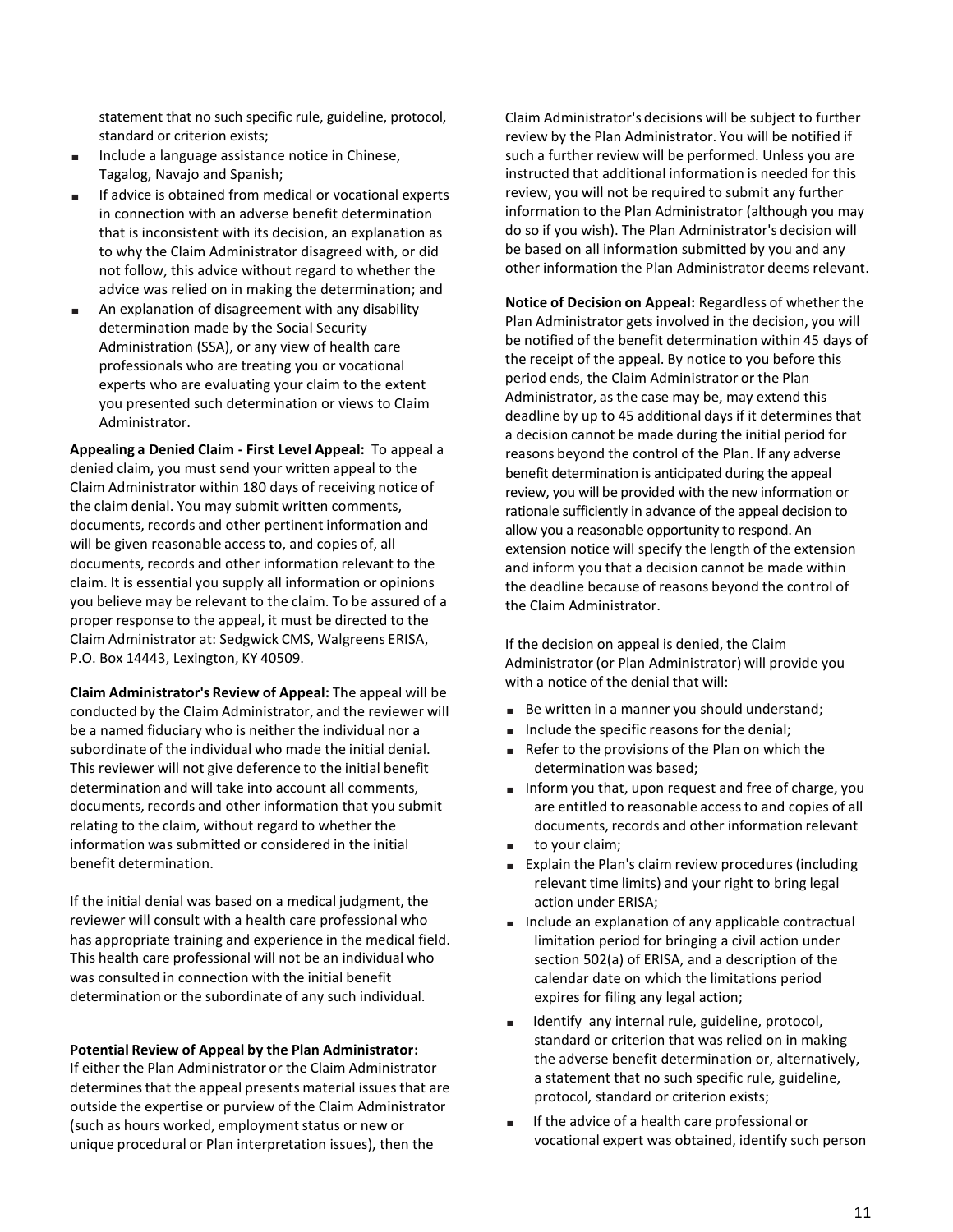statement that no such specific rule, guideline, protocol, standard or criterion exists;

- Include a language assistance notice in Chinese, Tagalog, Navajo and Spanish;
- If advice is obtained from medical or vocational experts in connection with an adverse benefit determination that is inconsistent with its decision, an explanation as to why the Claim Administrator disagreed with, or did not follow, this advice without regard to whether the advice was relied on in making the determination; and
- An explanation of disagreement with any disability determination made by the Social Security Administration (SSA), or any view of health care professionals who are treating you or vocational experts who are evaluating your claim to the extent you presented such determination or views to Claim Administrator.

**Appealing a Denied Claim - First Level Appeal:** To appeal a denied claim, you must send your written appeal to the Claim Administrator within 180 days of receiving notice of the claim denial. You may submit written comments, documents, records and other pertinent information and will be given reasonable access to, and copies of, all documents, records and other information relevant to the claim. It is essential you supply all information or opinions you believe may be relevant to the claim. To be assured of a proper response to the appeal, it must be directed to the Claim Administrator at: Sedgwick CMS, Walgreens ERISA, P.O. Box 14443, Lexington, KY 40509.

**Claim Administrator's Review of Appeal:** The appeal will be conducted by the Claim Administrator, and the reviewer will be a named fiduciary who is neither the individual nor a subordinate of the individual who made the initial denial. This reviewer will not give deference to the initial benefit determination and will take into account all comments, documents, records and other information that you submit relating to the claim, without regard to whether the information was submitted or considered in the initial benefit determination.

If the initial denial was based on a medical judgment, the reviewer will consult with a health care professional who has appropriate training and experience in the medical field. This health care professional will not be an individual who was consulted in connection with the initial benefit determination or the subordinate of any such individual.

**Potential Review of Appeal by the Plan Administrator:**
If either the Plan Administrator or the Claim Administrator determines that the appeal presents material issues that are outside the expertise or purview of the Claim Administrator (such as hours worked, employment status or new or unique procedural or Plan interpretation issues), then the Claim Administrator's decisions will be subject to further review by the Plan Administrator. You will be notified if such a further review will be performed. Unless you are instructed that additional information is needed for this review, you will not be required to submit any further information to the Plan Administrator (although you may do so if you wish). The Plan Administrator's decision will be based on all information submitted by you and any other information the Plan Administrator deems relevant.

**Notice of Decision on Appeal:** Regardless of whether the Plan Administrator gets involved in the decision, you will be notified of the benefit determination within 45 days of the receipt of the appeal. By notice to you before this period ends, the Claim Administrator or the Plan Administrator, as the case may be, may extend this deadline by up to 45 additional days if it determines that a decision cannot be made during the initial period for reasons beyond the control of the Plan. If any adverse benefit determination is anticipated during the appeal review, you will be provided with the new information or rationale sufficiently in advance of the appeal decision to allow you a reasonable opportunity to respond. An extension notice will specify the length of the extension and inform you that a decision cannot be made within the deadline because of reasons beyond the control of the Claim Administrator.

If the decision on appeal is denied, the Claim Administrator (or Plan Administrator) will provide you with a notice of the denial that will:

- Be written in a manner you should understand;
- Include the specific reasons for the denial;
- Refer to the provisions of the Plan on which the determination was based;
- Inform you that, upon request and free of charge, you are entitled to reasonable access to and copies of all documents, records and other information relevant
- to your claim;
- Explain the Plan's claim review procedures (including relevant time limits) and your right to bring legal action under ERISA;
- Include an explanation of any applicable contractual limitation period for bringing a civil action under section 502(a) of ERISA, and a description of the calendar date on which the limitations period expires for filing any legal action;
- Identify any internal rule, guideline, protocol, standard or criterion that was relied on in making the adverse benefit determination or, alternatively, a statement that no such specific rule, guideline, protocol, standard or criterion exists;
- If the advice of a health care professional or vocational expert was obtained, identify such person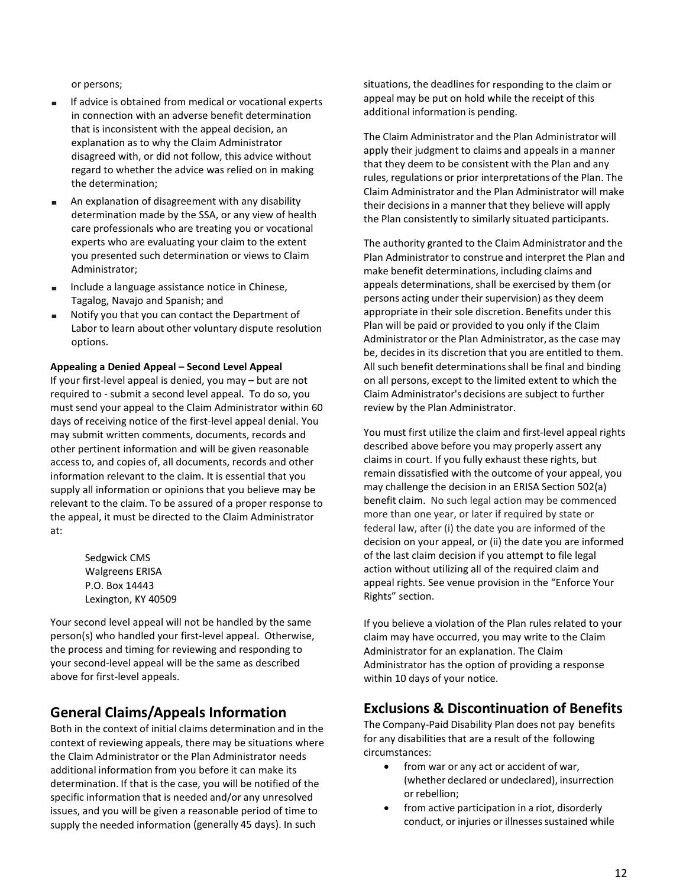or persons;

- If advice is obtained from medical or vocational experts in connection with an adverse benefit determination that is inconsistent with the appeal decision, an explanation as to why the Claim Administrator disagreed with, or did not follow, this advice without regard to whether the advice was relied on in making the determination;
- An explanation of disagreement with any disability determination made by the SSA, or any view of health care professionals who are treating you or vocational experts who are evaluating your claim to the extent you presented such determination or views to Claim Administrator;
- Include a language assistance notice in Chinese, Tagalog, Navajo and Spanish; and
- Notify you that you can contact the Department of Labor to learn about other voluntary dispute resolution options.

**Appealing a Denied Appeal – Second Level Appeal**

If your first-level appeal is denied, you may – but are not required to - submit a second level appeal. To do so, you must send your appeal to the Claim Administrator within 60 days of receiving notice of the first-level appeal denial. You may submit written comments, documents, records and other pertinent information and will be given reasonable access to, and copies of, all documents, records and other information relevant to the claim. It is essential that you supply all information or opinions that you believe may be relevant to the claim. To be assured of a proper response to the appeal, it must be directed to the Claim Administrator at:

Sedgwick CMS
Walgreens ERISA
P.O. Box 14443
Lexington, KY 40509

Your second level appeal will not be handled by the same person(s) who handled your first-level appeal. Otherwise, the process and timing for reviewing and responding to your second-level appeal will be the same as described above for first-level appeals.

## General Claims/Appeals Information

Both in the context of initial claims determination and in the context of reviewing appeals, there may be situations where the Claim Administrator or the Plan Administrator needs additional information from you before it can make its determination. If that is the case, you will be notified of the specific information that is needed and/or any unresolved issues, and you will be given a reasonable period of time to supply the needed information (generally 45 days). In such situations, the deadlines for responding to the claim or appeal may be put on hold while the receipt of this additional information is pending.

The Claim Administrator and the Plan Administrator will apply their judgment to claims and appeals in a manner that they deem to be consistent with the Plan and any rules, regulations or prior interpretations of the Plan. The Claim Administrator and the Plan Administrator will make their decisions in a manner that they believe will apply the Plan consistently to similarly situated participants.

The authority granted to the Claim Administrator and the Plan Administrator to construe and interpret the Plan and make benefit determinations, including claims and appeals determinations, shall be exercised by them (or persons acting under their supervision) as they deem appropriate in their sole discretion. Benefits under this Plan will be paid or provided to you only if the Claim Administrator or the Plan Administrator, as the case may be, decides in its discretion that you are entitled to them. All such benefit determinations shall be final and binding on all persons, except to the limited extent to which the Claim Administrator's decisions are subject to further review by the Plan Administrator.

You must first utilize the claim and first-level appeal rights described above before you may properly assert any claims in court. If you fully exhaust these rights, but remain dissatisfied with the outcome of your appeal, you may challenge the decision in an ERISA Section 502(a) benefit claim. No such legal action may be commenced more than one year, or later if required by state or federal law, after (i) the date you are informed of the decision on your appeal, or (ii) the date you are informed of the last claim decision if you attempt to file legal action without utilizing all of the required claim and appeal rights. See venue provision in the "Enforce Your Rights" section.

If you believe a violation of the Plan rules related to your claim may have occurred, you may write to the Claim Administrator for an explanation. The Claim Administrator has the option of providing a response within 10 days of your notice.

## Exclusions & Discontinuation of Benefits

The Company-Paid Disability Plan does not pay benefits for any disabilities that are a result of the following circumstances:

- from war or any act or accident of war, (whether declared or undeclared), insurrection or rebellion;
- from active participation in a riot, disorderly conduct, or injuries or illnesses sustained while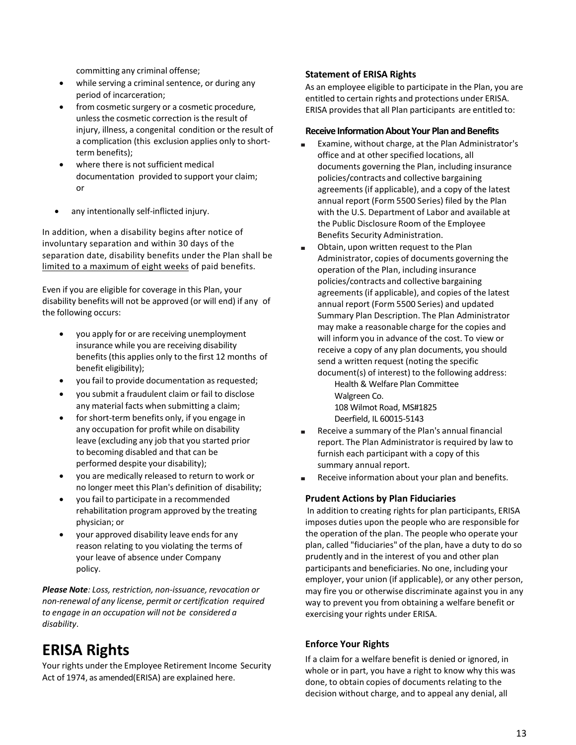committing any criminal offense;

- while serving a criminal sentence, or during any period of incarceration;
- from cosmetic surgery or a cosmetic procedure, unless the cosmetic correction is the result of injury, illness, a congenital condition or the result of a complication (this exclusion applies only to short-term benefits);
- where there is not sufficient medical documentation provided to support your claim; or
- any intentionally self-inflicted injury.

In addition, when a disability begins after notice of involuntary separation and within 30 days of the separation date, disability benefits under the Plan shall be limited to a maximum of eight weeks of paid benefits.

Even if you are eligible for coverage in this Plan, your disability benefits will not be approved (or will end) if any of the following occurs:

- you apply for or are receiving unemployment insurance while you are receiving disability benefits (this applies only to the first 12 months of benefit eligibility);
- you fail to provide documentation as requested;
- you submit a fraudulent claim or fail to disclose any material facts when submitting a claim;
- for short-term benefits only, if you engage in any occupation for profit while on disability leave (excluding any job that you started prior to becoming disabled and that can be performed despite your disability);
- you are medically released to return to work or no longer meet this Plan's definition of disability;
- you fail to participate in a recommended rehabilitation program approved by the treating physician; or
- your approved disability leave ends for any reason relating to you violating the terms of your leave of absence under Company policy.

***Please Note****: Loss, restriction, non-issuance, revocation or non-renewal of any license, permit or certification required to engage in an occupation will not be considered a disability*.

# ERISA Rights

Your rights under the Employee Retirement Income Security Act of 1974, as amended(ERISA) are explained here.

### Statement of ERISA Rights

As an employee eligible to participate in the Plan, you are entitled to certain rights and protections under ERISA. ERISA provides that all Plan participants are entitled to:

#### Receive Information About Your Plan and Benefits

- Examine, without charge, at the Plan Administrator's office and at other specified locations, all documents governing the Plan, including insurance policies/contracts and collective bargaining agreements (if applicable), and a copy of the latest annual report (Form 5500 Series) filed by the Plan with the U.S. Department of Labor and available at the Public Disclosure Room of the Employee Benefits Security Administration.
- Obtain, upon written request to the Plan Administrator, copies of documents governing the operation of the Plan, including insurance policies/contracts and collective bargaining agreements (if applicable), and copies of the latest annual report (Form 5500 Series) and updated Summary Plan Description. The Plan Administrator may make a reasonable charge for the copies and will inform you in advance of the cost. To view or receive a copy of any plan documents, you should send a written request (noting the specific document(s) of interest) to the following address:
  Health & Welfare Plan Committee
  Walgreen Co.
  108 Wilmot Road, MS#1825
  Deerfield, IL 60015-5143
- Receive a summary of the Plan's annual financial report. The Plan Administrator is required by law to furnish each participant with a copy of this summary annual report.
- Receive information about your plan and benefits.

### Prudent Actions by Plan Fiduciaries

In addition to creating rights for plan participants, ERISA imposes duties upon the people who are responsible for the operation of the plan. The people who operate your plan, called "fiduciaries" of the plan, have a duty to do so prudently and in the interest of you and other plan participants and beneficiaries. No one, including your employer, your union (if applicable), or any other person, may fire you or otherwise discriminate against you in any way to prevent you from obtaining a welfare benefit or exercising your rights under ERISA.

### Enforce Your Rights

If a claim for a welfare benefit is denied or ignored, in whole or in part, you have a right to know why this was done, to obtain copies of documents relating to the decision without charge, and to appeal any denial, all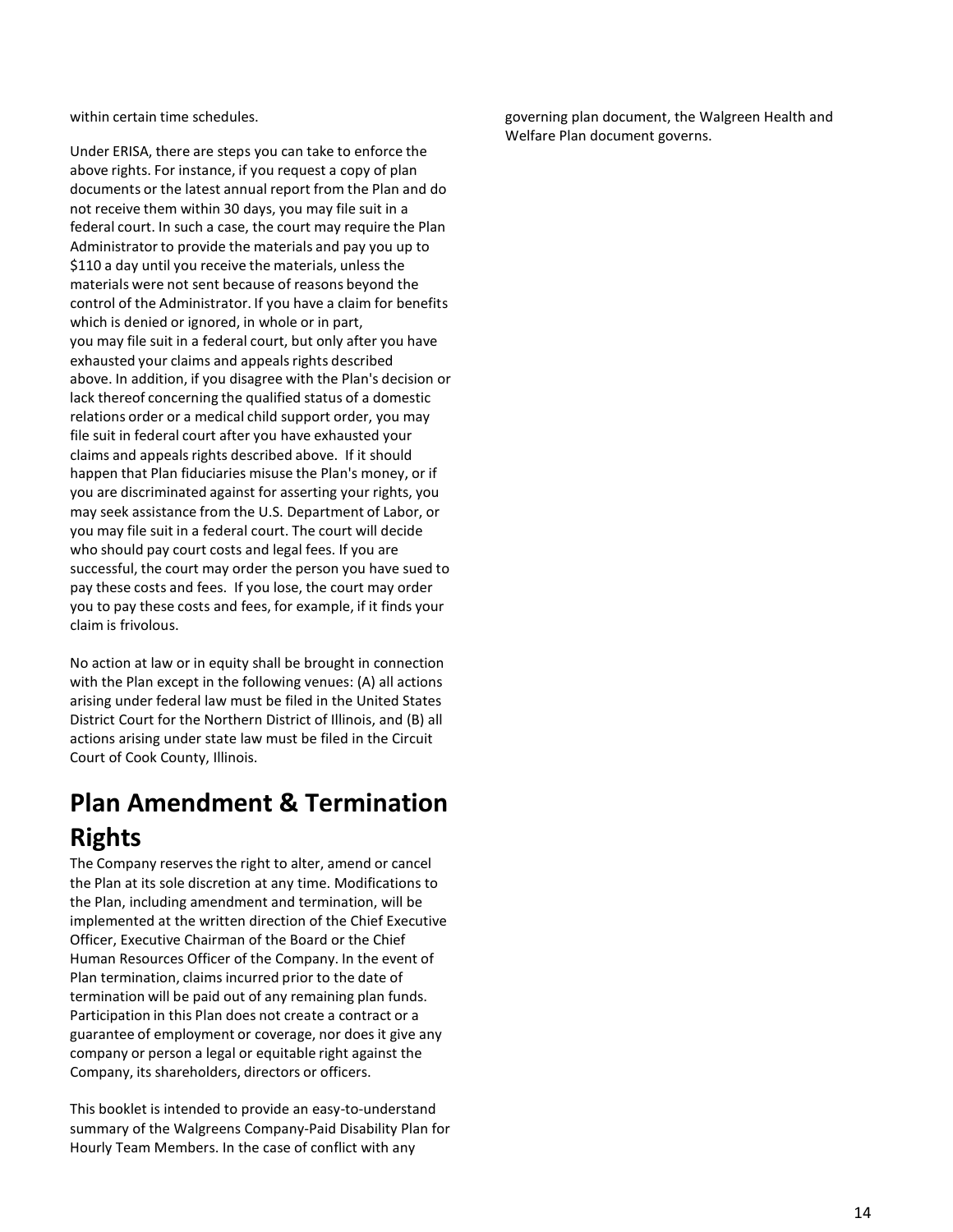within certain time schedules.

Under ERISA, there are steps you can take to enforce the above rights. For instance, if you request a copy of plan documents or the latest annual report from the Plan and do not receive them within 30 days, you may file suit in a federal court. In such a case, the court may require the Plan Administrator to provide the materials and pay you up to $110 a day until you receive the materials, unless the materials were not sent because of reasons beyond the control of the Administrator. If you have a claim for benefits which is denied or ignored, in whole or in part, you may file suit in a federal court, but only after you have exhausted your claims and appeals rights described above. In addition, if you disagree with the Plan's decision or lack thereof concerning the qualified status of a domestic relations order or a medical child support order, you may file suit in federal court after you have exhausted your claims and appeals rights described above. If it should happen that Plan fiduciaries misuse the Plan's money, or if you are discriminated against for asserting your rights, you may seek assistance from the U.S. Department of Labor, or you may file suit in a federal court. The court will decide who should pay court costs and legal fees. If you are successful, the court may order the person you have sued to pay these costs and fees. If you lose, the court may order you to pay these costs and fees, for example, if it finds your claim is frivolous.

No action at law or in equity shall be brought in connection with the Plan except in the following venues: (A) all actions arising under federal law must be filed in the United States District Court for the Northern District of Illinois, and (B) all actions arising under state law must be filed in the Circuit Court of Cook County, Illinois.

# Plan Amendment & Termination Rights

The Company reserves the right to alter, amend or cancel the Plan at its sole discretion at any time. Modifications to the Plan, including amendment and termination, will be implemented at the written direction of the Chief Executive Officer, Executive Chairman of the Board or the Chief Human Resources Officer of the Company. In the event of Plan termination, claims incurred prior to the date of termination will be paid out of any remaining plan funds. Participation in this Plan does not create a contract or a guarantee of employment or coverage, nor does it give any company or person a legal or equitable right against the Company, its shareholders, directors or officers.

This booklet is intended to provide an easy-to-understand summary of the Walgreens Company-Paid Disability Plan for Hourly Team Members. In the case of conflict with any governing plan document, the Walgreen Health and Welfare Plan document governs.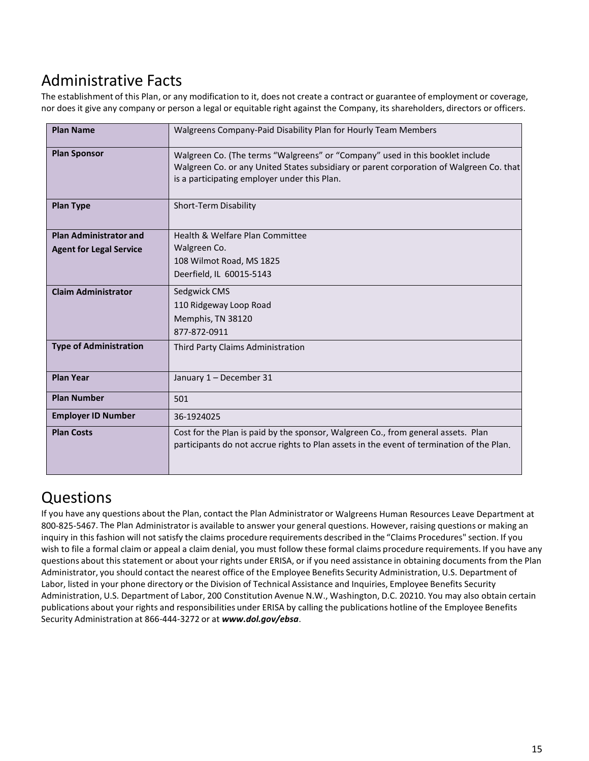## Administrative Facts

The establishment of this Plan, or any modification to it, does not create a contract or guarantee of employment or coverage, nor does it give any company or person a legal or equitable right against the Company, its shareholders, directors or officers.

| | |
|---|---|
| **Plan Name** | Walgreens Company-Paid Disability Plan for Hourly Team Members |
| **Plan Sponsor** | Walgreen Co. (The terms "Walgreens" or "Company" used in this booklet include Walgreen Co. or any United States subsidiary or parent corporation of Walgreen Co. that is a participating employer under this Plan. |
| **Plan Type** | Short-Term Disability |
| **Plan Administrator and Agent for Legal Service** | Health & Welfare Plan Committee<br>Walgreen Co.<br>108 Wilmot Road, MS 1825<br>Deerfield, IL 60015-5143 |
| **Claim Administrator** | Sedgwick CMS<br>110 Ridgeway Loop Road<br>Memphis, TN 38120<br>877-872-0911 |
| **Type of Administration** | Third Party Claims Administration |
| **Plan Year** | January 1 – December 31 |
| **Plan Number** | 501 |
| **Employer ID Number** | 36-1924025 |
| **Plan Costs** | Cost for the Plan is paid by the sponsor, Walgreen Co., from general assets. Plan participants do not accrue rights to Plan assets in the event of termination of the Plan. |

## Questions

If you have any questions about the Plan, contact the Plan Administrator or Walgreens Human Resources Leave Department at 800-825-5467. The Plan Administrator is available to answer your general questions. However, raising questions or making an inquiry in this fashion will not satisfy the claims procedure requirements described in the "Claims Procedures" section. If you wish to file a formal claim or appeal a claim denial, you must follow these formal claims procedure requirements. If you have any questions about this statement or about your rights under ERISA, or if you need assistance in obtaining documents from the Plan Administrator, you should contact the nearest office of the Employee Benefits Security Administration, U.S. Department of Labor, listed in your phone directory or the Division of Technical Assistance and Inquiries, Employee Benefits Security Administration, U.S. Department of Labor, 200 Constitution Avenue N.W., Washington, D.C. 20210. You may also obtain certain publications about your rights and responsibilities under ERISA by calling the publications hotline of the Employee Benefits Security Administration at 866-444-3272 or at ***www.dol.gov/ebsa***.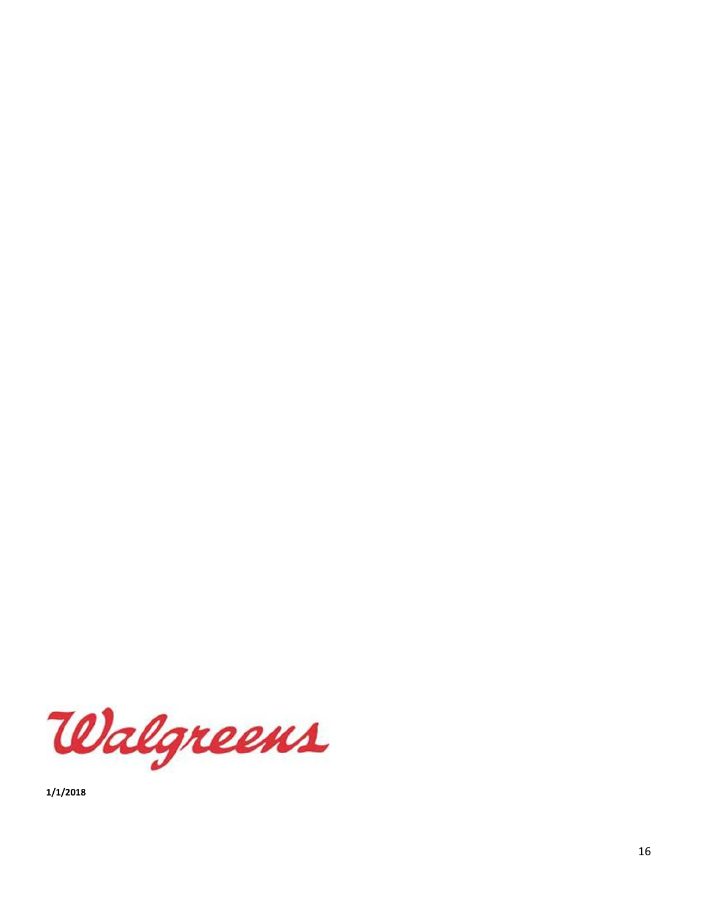Walgreens

**1/1/2018**